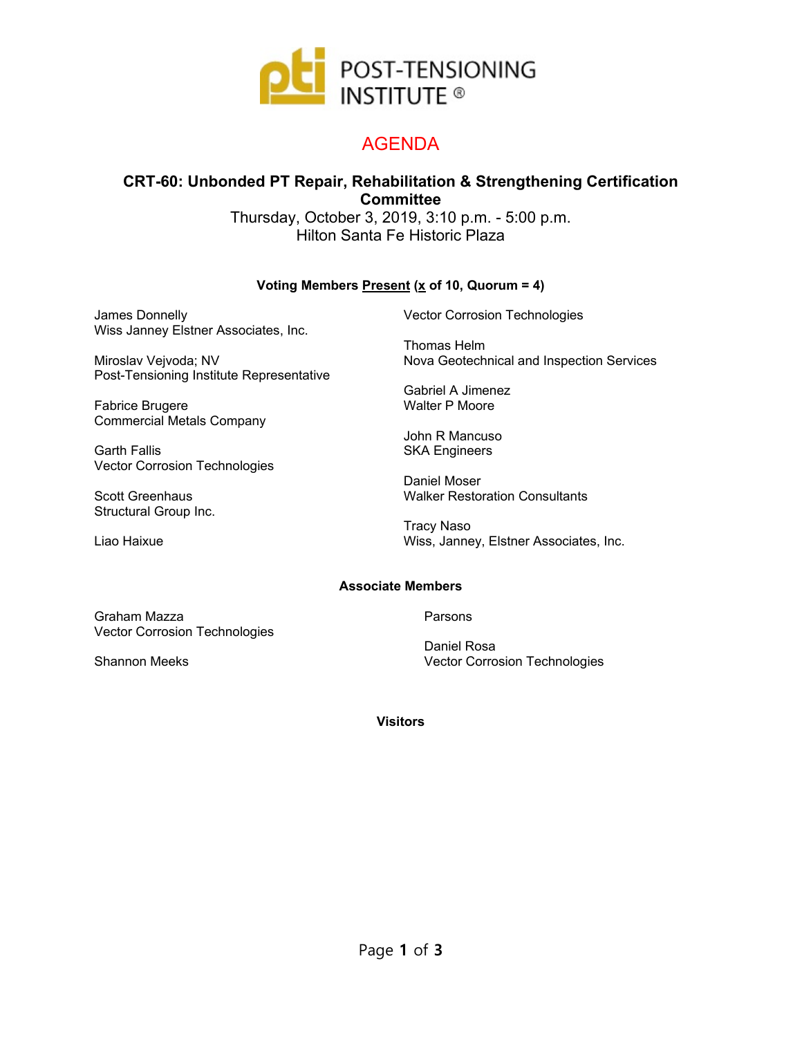POST-TENSIONING INSTITUTE ®

# AGENDA

## CRT-60: Unbonded PT Repair, Rehabilitation & Strengthening Certification Committee

Thursday, October 3, 2019, 3:10 p.m. - 5:00 p.m.
Hilton Santa Fe Historic Plaza

### Voting Members Present (x of 10, Quorum = 4)

James Donnelly
Wiss Janney Elstner Associates, Inc.

Miroslav Vejvoda; NV
Post-Tensioning Institute Representative

Fabrice Brugere
Commercial Metals Company

Garth Fallis
Vector Corrosion Technologies

Scott Greenhaus
Structural Group Inc.

Liao Haixue
Vector Corrosion Technologies

Thomas Helm
Nova Geotechnical and Inspection Services

Gabriel A Jimenez
Walter P Moore

John R Mancuso
SKA Engineers

Daniel Moser
Walker Restoration Consultants

Tracy Naso
Wiss, Janney, Elstner Associates, Inc.

### Associate Members

Graham Mazza
Vector Corrosion Technologies

Shannon Meeks
Parsons

Daniel Rosa
Vector Corrosion Technologies

### Visitors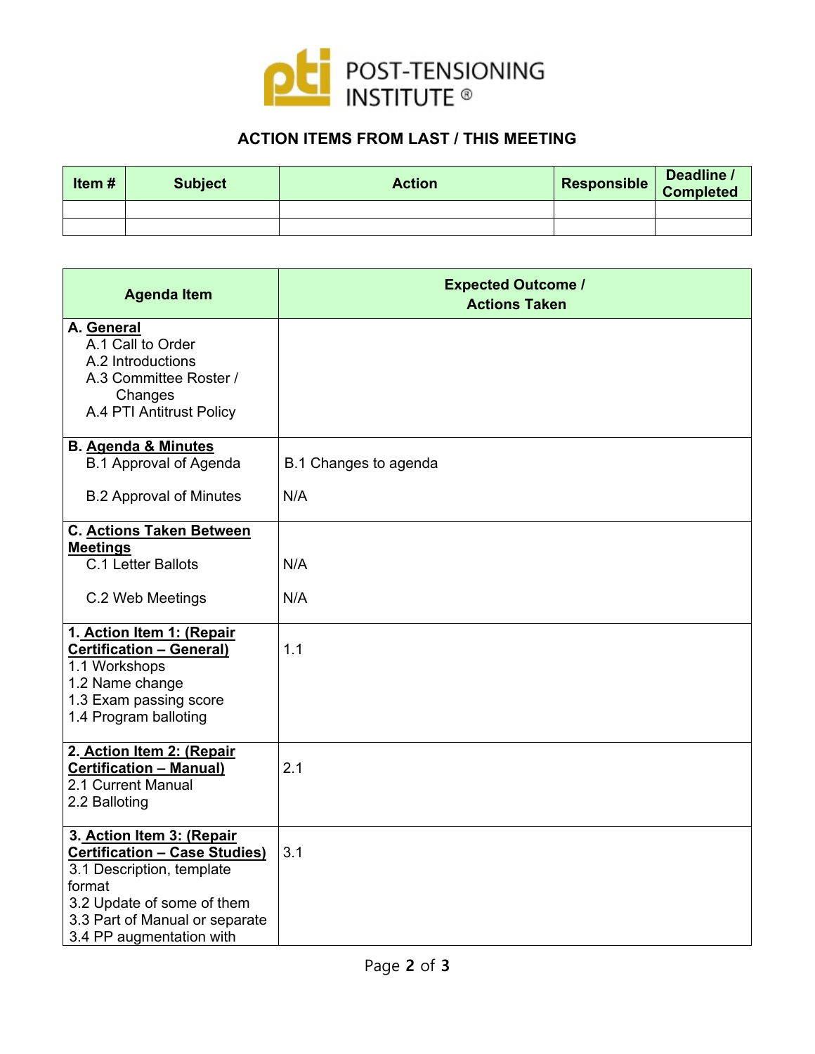POST-TENSIONING INSTITUTE®

## ACTION ITEMS FROM LAST / THIS MEETING

| Item # | Subject | Action | Responsible | Deadline / Completed |
|---|---|---|---|---|
| | | | | |
| | | | | |

| Agenda Item | Expected Outcome / Actions Taken |
|---|---|
| **A. General**<br>A.1 Call to Order<br>A.2 Introductions<br>A.3 Committee Roster / Changes<br>A.4 PTI Antitrust Policy | |
| **B. Agenda & Minutes**<br>B.1 Approval of Agenda<br><br>B.2 Approval of Minutes | B.1 Changes to agenda<br><br>N/A |
| **C. Actions Taken Between Meetings**<br>C.1 Letter Ballots<br><br>C.2 Web Meetings | <br><br>N/A<br><br>N/A |
| **1. Action Item 1: (Repair Certification – General)**<br>1.1 Workshops<br>1.2 Name change<br>1.3 Exam passing score<br>1.4 Program balloting | 1.1 |
| **2. Action Item 2: (Repair Certification – Manual)**<br>2.1 Current Manual<br>2.2 Balloting | 2.1 |
| **3. Action Item 3: (Repair Certification – Case Studies)**<br>3.1 Description, template format<br>3.2 Update of some of them<br>3.3 Part of Manual or separate<br>3.4 PP augmentation with | 3.1 |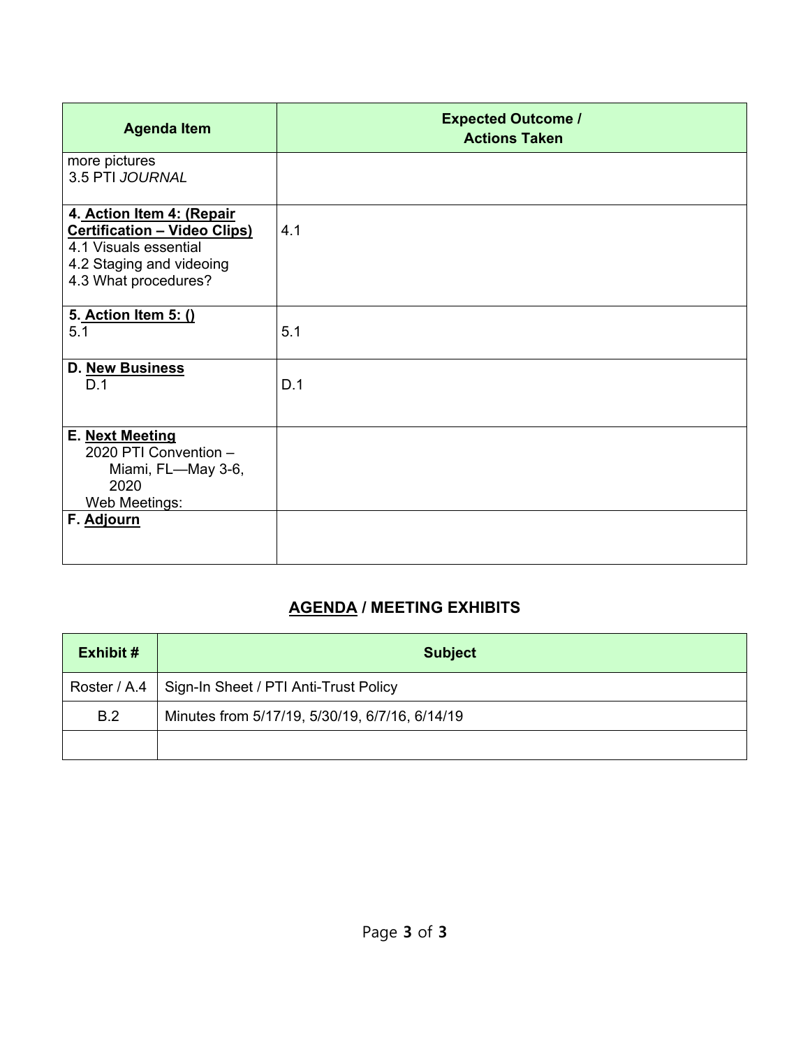| Agenda Item | Expected Outcome / Actions Taken |
| --- | --- |
| more pictures<br>3.5 PTI *JOURNAL* | |
| **4. Action Item 4: (Repair Certification – Video Clips)**<br>4.1 Visuals essential<br>4.2 Staging and videoing<br>4.3 What procedures? | 4.1 |
| **5. Action Item 5: ()**<br>5.1 | 5.1 |
| **D. New Business**<br>D.1 | D.1 |
| **E. Next Meeting**<br>2020 PTI Convention – Miami, FL—May 3-6, 2020<br>Web Meetings: | |
| **F. Adjourn** | |

## AGENDA / MEETING EXHIBITS

| Exhibit # | Subject |
| --- | --- |
| Roster / A.4 | Sign-In Sheet / PTI Anti-Trust Policy |
| B.2 | Minutes from 5/17/19, 5/30/19, 6/7/16, 6/14/19 |
| | |